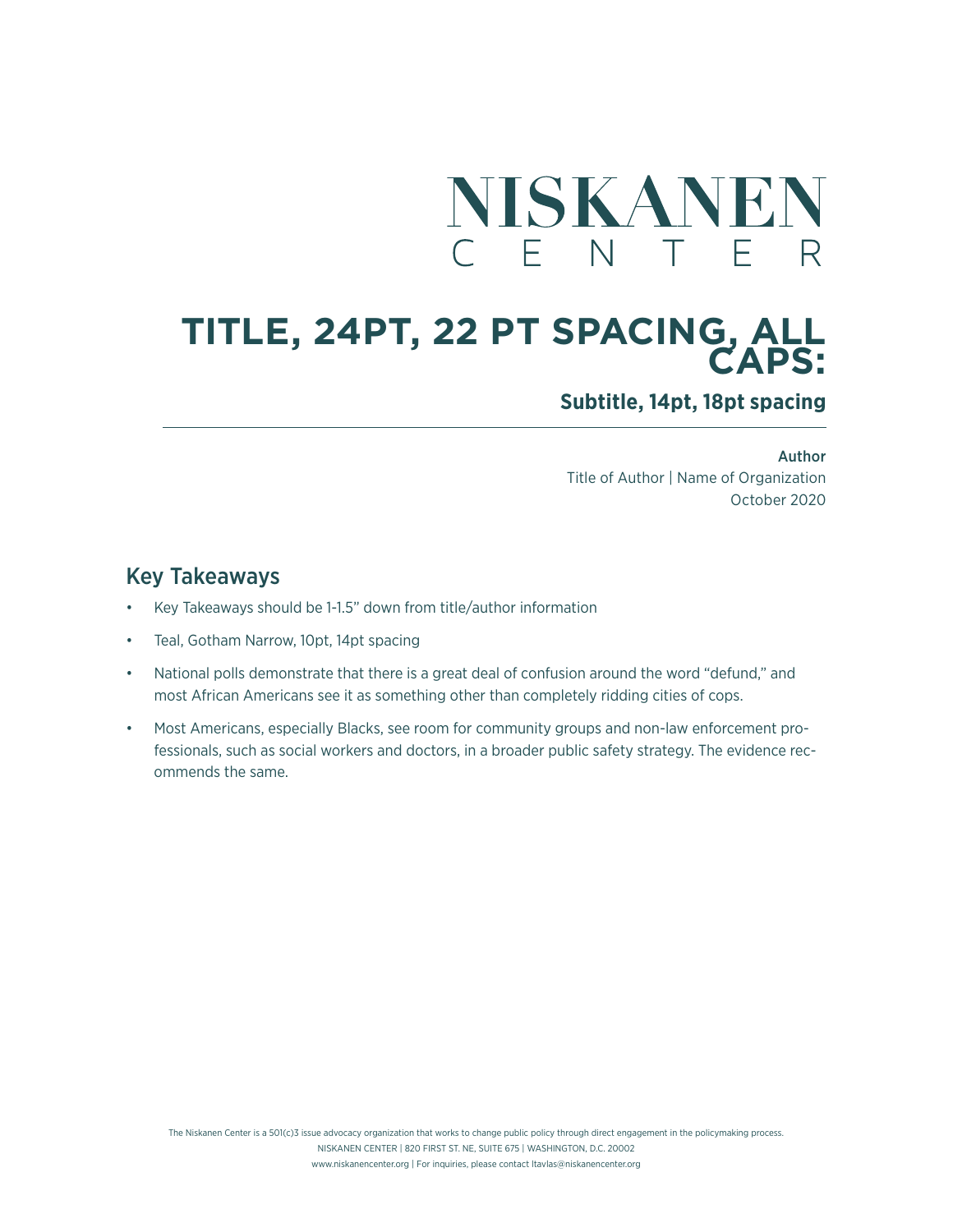NISKANEN
CENTER

# TITLE, 24PT, 22 PT SPACING, ALL CAPS:

## Subtitle, 14pt, 18pt spacing

**Author**
Title of Author | Name of Organization
October 2020

## Key Takeaways

- Key Takeaways should be 1-1.5" down from title/author information
- Teal, Gotham Narrow, 10pt, 14pt spacing
- National polls demonstrate that there is a great deal of confusion around the word "defund," and most African Americans see it as something other than completely ridding cities of cops.
- Most Americans, especially Blacks, see room for community groups and non-law enforcement professionals, such as social workers and doctors, in a broader public safety strategy. The evidence recommends the same.

The Niskanen Center is a 501(c)3 issue advocacy organization that works to change public policy through direct engagement in the policymaking process.
NISKANEN CENTER | 820 FIRST ST. NE, SUITE 675 | WASHINGTON, D.C. 20002
www.niskanencenter.org | For inquiries, please contact ltavlas@niskanencenter.org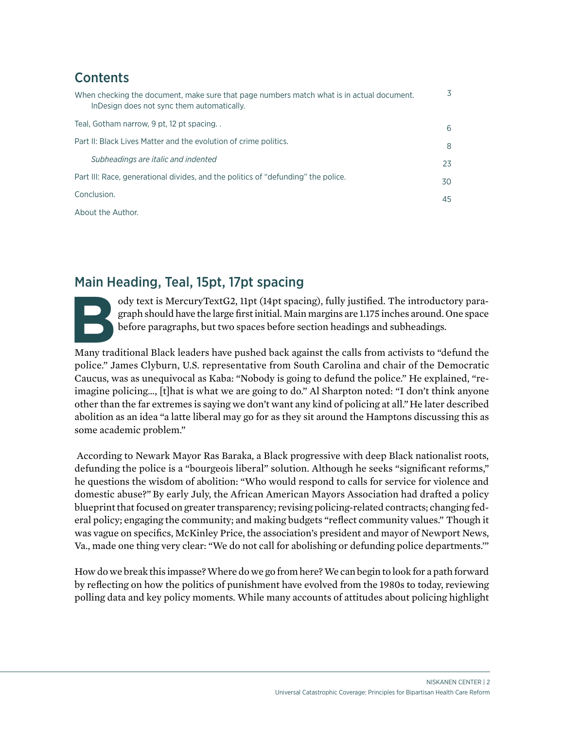## Contents

| | |
|---|---|
| When checking the document, make sure that page numbers match what is in actual document. InDesign does not sync them automatically. | 3 |
| Teal, Gotham narrow, 9 pt, 12 pt spacing. . | 6 |
| Part II: Black Lives Matter and the evolution of crime politics. | 8 |
| *Subheadings are italic and indented* | 23 |
| Part III: Race, generational divides, and the politics of "defunding" the police. | 30 |
| Conclusion. | 45 |
| About the Author. | |

## Main Heading, Teal, 15pt, 17pt spacing

Body text is MercuryTextG2, 11pt (14pt spacing), fully justified. The introductory paragraph should have the large first initial. Main margins are 1.175 inches around. One space before paragraphs, but two spaces before section headings and subheadings.

Many traditional Black leaders have pushed back against the calls from activists to "defund the police." James Clyburn, U.S. representative from South Carolina and chair of the Democratic Caucus, was as unequivocal as Kaba: "Nobody is going to defund the police." He explained, "reimagine policing..., [t]hat is what we are going to do." Al Sharpton noted: "I don't think anyone other than the far extremes is saying we don't want any kind of policing at all." He later described abolition as an idea "a latte liberal may go for as they sit around the Hamptons discussing this as some academic problem."

According to Newark Mayor Ras Baraka, a Black progressive with deep Black nationalist roots, defunding the police is a "bourgeois liberal" solution. Although he seeks "significant reforms," he questions the wisdom of abolition: "Who would respond to calls for service for violence and domestic abuse?" By early July, the African American Mayors Association had drafted a policy blueprint that focused on greater transparency; revising policing-related contracts; changing federal policy; engaging the community; and making budgets "reflect community values." Though it was vague on specifics, McKinley Price, the association's president and mayor of Newport News, Va., made one thing very clear: "We do not call for abolishing or defunding police departments.'"

How do we break this impasse? Where do we go from here? We can begin to look for a path forward by reflecting on how the politics of punishment have evolved from the 1980s to today, reviewing polling data and key policy moments. While many accounts of attitudes about policing highlight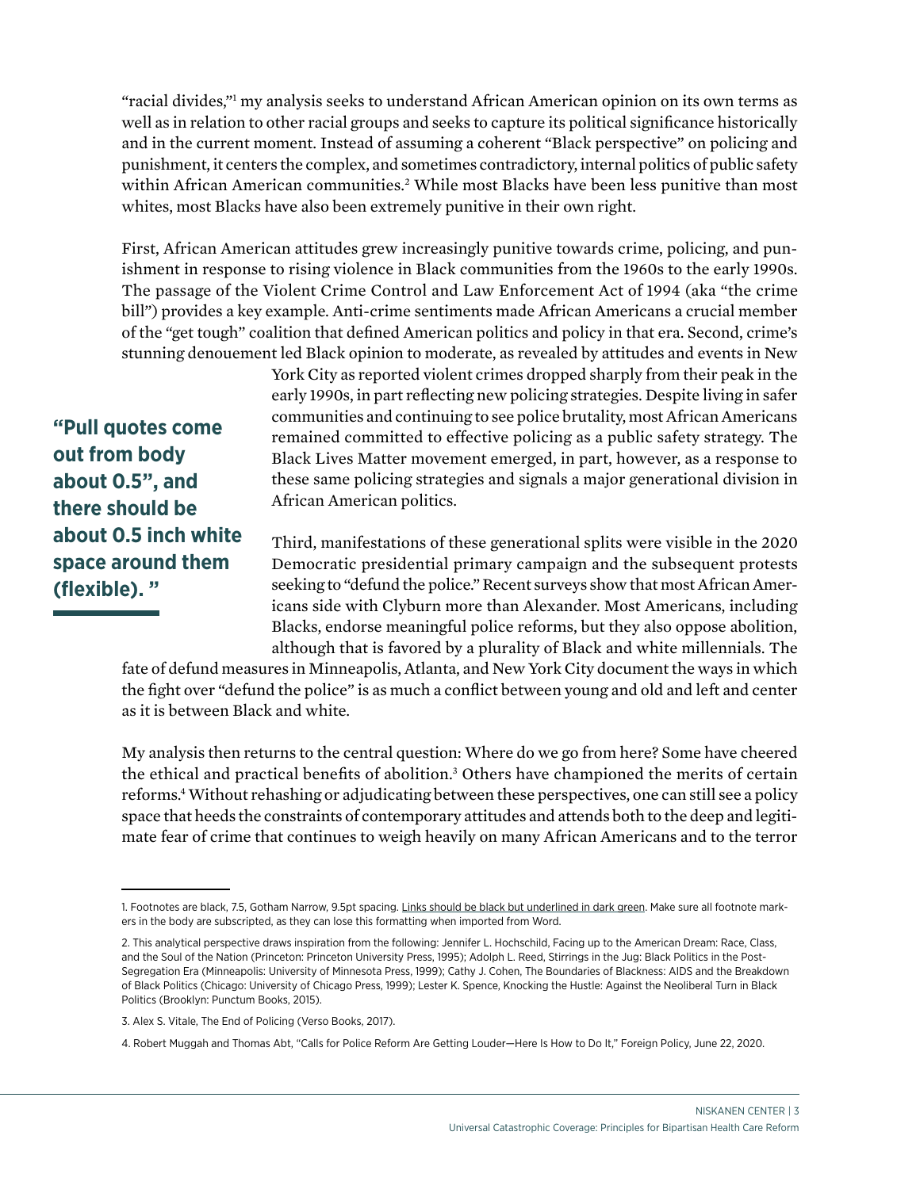"racial divides,"[1] my analysis seeks to understand African American opinion on its own terms as well as in relation to other racial groups and seeks to capture its political significance historically and in the current moment. Instead of assuming a coherent "Black perspective" on policing and punishment, it centers the complex, and sometimes contradictory, internal politics of public safety within African American communities.[2] While most Blacks have been less punitive than most whites, most Blacks have also been extremely punitive in their own right.

First, African American attitudes grew increasingly punitive towards crime, policing, and punishment in response to rising violence in Black communities from the 1960s to the early 1990s. The passage of the Violent Crime Control and Law Enforcement Act of 1994 (aka "the crime bill") provides a key example. Anti-crime sentiments made African Americans a crucial member of the "get tough" coalition that defined American politics and policy in that era. Second, crime's stunning denouement led Black opinion to moderate, as revealed by attitudes and events in New York City as reported violent crimes dropped sharply from their peak in the early 1990s, in part reflecting new policing strategies. Despite living in safer communities and continuing to see police brutality, most African Americans remained committed to effective policing as a public safety strategy. The Black Lives Matter movement emerged, in part, however, as a response to these same policing strategies and signals a major generational division in African American politics.

> **"Pull quotes come out from body about 0.5", and there should be about 0.5 inch white space around them (flexible). "**

Third, manifestations of these generational splits were visible in the 2020 Democratic presidential primary campaign and the subsequent protests seeking to "defund the police." Recent surveys show that most African Americans side with Clyburn more than Alexander. Most Americans, including Blacks, endorse meaningful police reforms, but they also oppose abolition, although that is favored by a plurality of Black and white millennials. The fate of defund measures in Minneapolis, Atlanta, and New York City document the ways in which the fight over "defund the police" is as much a conflict between young and old and left and center as it is between Black and white.

My analysis then returns to the central question: Where do we go from here? Some have cheered the ethical and practical benefits of abolition.[3] Others have championed the merits of certain reforms.[4] Without rehashing or adjudicating between these perspectives, one can still see a policy space that heeds the constraints of contemporary attitudes and attends both to the deep and legitimate fear of crime that continues to weigh heavily on many African Americans and to the terror

---

1. Footnotes are black, 7.5, Gotham Narrow, 9.5pt spacing. Links should be black but underlined in dark green. Make sure all footnote markers in the body are subscripted, as they can lose this formatting when imported from Word.

2. This analytical perspective draws inspiration from the following: Jennifer L. Hochschild, Facing up to the American Dream: Race, Class, and the Soul of the Nation (Princeton: Princeton University Press, 1995); Adolph L. Reed, Stirrings in the Jug: Black Politics in the Post-Segregation Era (Minneapolis: University of Minnesota Press, 1999); Cathy J. Cohen, The Boundaries of Blackness: AIDS and the Breakdown of Black Politics (Chicago: University of Chicago Press, 1999); Lester K. Spence, Knocking the Hustle: Against the Neoliberal Turn in Black Politics (Brooklyn: Punctum Books, 2015).

3. Alex S. Vitale, The End of Policing (Verso Books, 2017).

4. Robert Muggah and Thomas Abt, "Calls for Police Reform Are Getting Louder—Here Is How to Do It," Foreign Policy, June 22, 2020.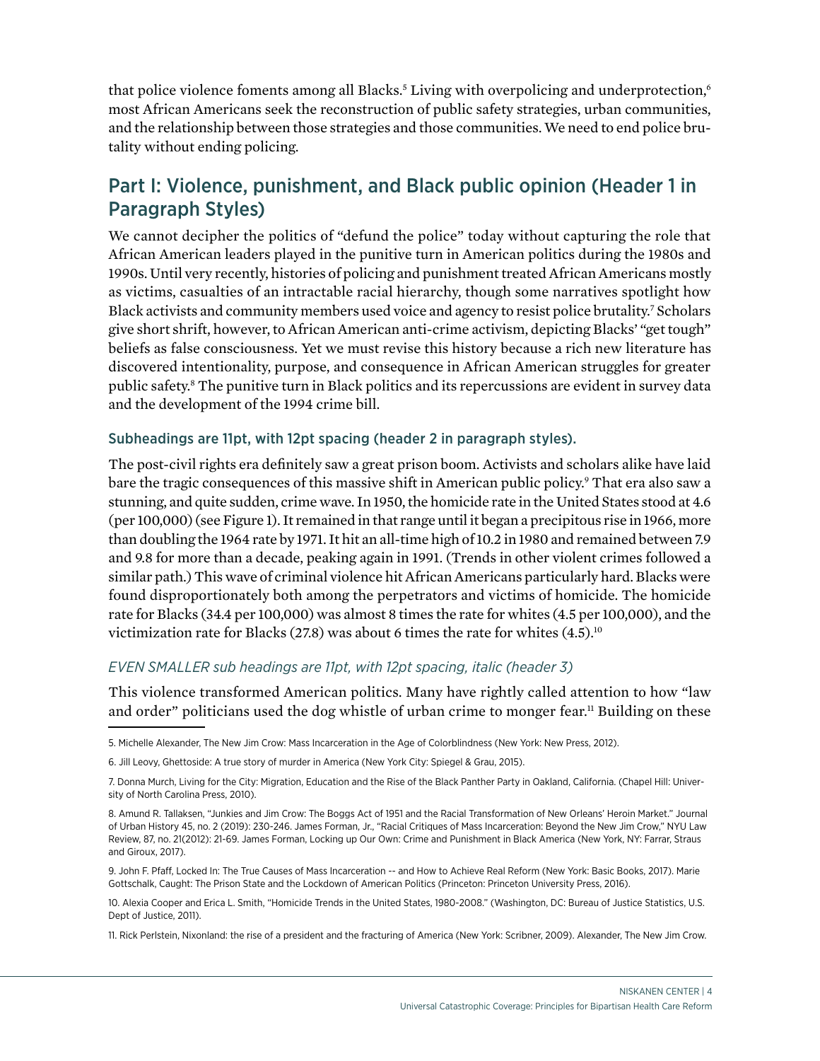that police violence foments among all Blacks.[5] Living with overpolicing and underprotection,[6] most African Americans seek the reconstruction of public safety strategies, urban communities, and the relationship between those strategies and those communities. We need to end police brutality without ending policing.

## Part I: Violence, punishment, and Black public opinion (Header 1 in Paragraph Styles)

We cannot decipher the politics of "defund the police" today without capturing the role that African American leaders played in the punitive turn in American politics during the 1980s and 1990s. Until very recently, histories of policing and punishment treated African Americans mostly as victims, casualties of an intractable racial hierarchy, though some narratives spotlight how Black activists and community members used voice and agency to resist police brutality.[7] Scholars give short shrift, however, to African American anti-crime activism, depicting Blacks' "get tough" beliefs as false consciousness. Yet we must revise this history because a rich new literature has discovered intentionality, purpose, and consequence in African American struggles for greater public safety.[8] The punitive turn in Black politics and its repercussions are evident in survey data and the development of the 1994 crime bill.

### Subheadings are 11pt, with 12pt spacing (header 2 in paragraph styles).

The post-civil rights era definitely saw a great prison boom. Activists and scholars alike have laid bare the tragic consequences of this massive shift in American public policy.[9] That era also saw a stunning, and quite sudden, crime wave. In 1950, the homicide rate in the United States stood at 4.6 (per 100,000) (see Figure 1). It remained in that range until it began a precipitous rise in 1966, more than doubling the 1964 rate by 1971. It hit an all-time high of 10.2 in 1980 and remained between 7.9 and 9.8 for more than a decade, peaking again in 1991. (Trends in other violent crimes followed a similar path.) This wave of criminal violence hit African Americans particularly hard. Blacks were found disproportionately both among the perpetrators and victims of homicide. The homicide rate for Blacks (34.4 per 100,000) was almost 8 times the rate for whites (4.5 per 100,000), and the victimization rate for Blacks (27.8) was about 6 times the rate for whites (4.5).[10]

#### *EVEN SMALLER sub headings are 11pt, with 12pt spacing, italic (header 3)*

This violence transformed American politics. Many have rightly called attention to how "law and order" politicians used the dog whistle of urban crime to monger fear.[11] Building on these

5. Michelle Alexander, The New Jim Crow: Mass Incarceration in the Age of Colorblindness (New York: New Press, 2012).

6. Jill Leovy, Ghettoside: A true story of murder in America (New York City: Spiegel & Grau, 2015).

7. Donna Murch, Living for the City: Migration, Education and the Rise of the Black Panther Party in Oakland, California. (Chapel Hill: University of North Carolina Press, 2010).

8. Amund R. Tallaksen, "Junkies and Jim Crow: The Boggs Act of 1951 and the Racial Transformation of New Orleans' Heroin Market." Journal of Urban History 45, no. 2 (2019): 230-246. James Forman, Jr., "Racial Critiques of Mass Incarceration: Beyond the New Jim Crow," NYU Law Review, 87, no. 21(2012): 21-69. James Forman, Locking up Our Own: Crime and Punishment in Black America (New York, NY: Farrar, Straus and Giroux, 2017).

9. John F. Pfaff, Locked In: The True Causes of Mass Incarceration -- and How to Achieve Real Reform (New York: Basic Books, 2017). Marie Gottschalk, Caught: The Prison State and the Lockdown of American Politics (Princeton: Princeton University Press, 2016).

10. Alexia Cooper and Erica L. Smith, "Homicide Trends in the United States, 1980-2008." (Washington, DC: Bureau of Justice Statistics, U.S. Dept of Justice, 2011).

11. Rick Perlstein, Nixonland: the rise of a president and the fracturing of America (New York: Scribner, 2009). Alexander, The New Jim Crow.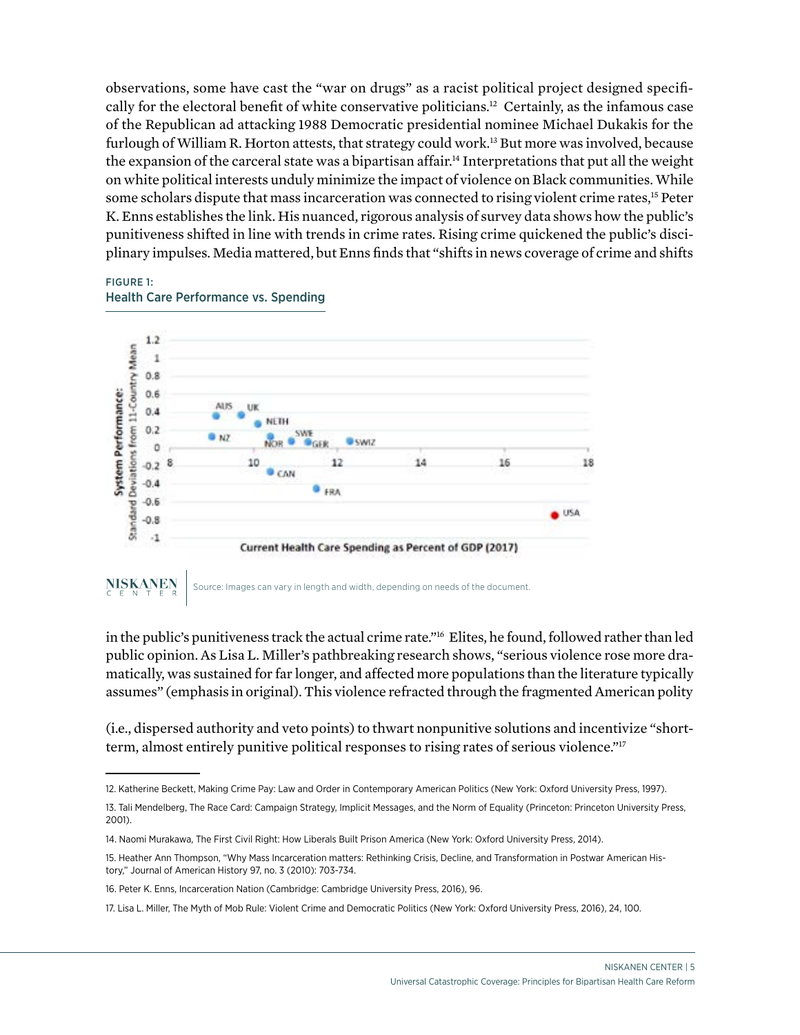observations, some have cast the "war on drugs" as a racist political project designed specifically for the electoral benefit of white conservative politicians.[12] Certainly, as the infamous case of the Republican ad attacking 1988 Democratic presidential nominee Michael Dukakis for the furlough of William R. Horton attests, that strategy could work.[13] But more was involved, because the expansion of the carceral state was a bipartisan affair.[14] Interpretations that put all the weight on white political interests unduly minimize the impact of violence on Black communities. While some scholars dispute that mass incarceration was connected to rising violent crime rates,[15] Peter K. Enns establishes the link. His nuanced, rigorous analysis of survey data shows how the public's punitiveness shifted in line with trends in crime rates. Rising crime quickened the public's disciplinary impulses. Media mattered, but Enns finds that "shifts in news coverage of crime and shifts in the public's punitiveness track the actual crime rate."[16] Elites, he found, followed rather than led public opinion. As Lisa L. Miller's pathbreaking research shows, "serious violence rose more dramatically, was sustained for far longer, and affected more populations than the literature typically assumes" (emphasis in original). This violence refracted through the fragmented American polity

(i.e., dispersed authority and veto points) to thwart nonpunitive solutions and incentivize "short-term, almost entirely punitive political responses to rising rates of serious violence."[17]

FIGURE 1:
Health Care Performance vs. Spending

Source: Images can vary in length and width, depending on needs of the document.

---

12. Katherine Beckett, Making Crime Pay: Law and Order in Contemporary American Politics (New York: Oxford University Press, 1997).

13. Tali Mendelberg, The Race Card: Campaign Strategy, Implicit Messages, and the Norm of Equality (Princeton: Princeton University Press, 2001).

14. Naomi Murakawa, The First Civil Right: How Liberals Built Prison America (New York: Oxford University Press, 2014).

15. Heather Ann Thompson, "Why Mass Incarceration matters: Rethinking Crisis, Decline, and Transformation in Postwar American History," Journal of American History 97, no. 3 (2010): 703-734.

16. Peter K. Enns, Incarceration Nation (Cambridge: Cambridge University Press, 2016), 96.

17. Lisa L. Miller, The Myth of Mob Rule: Violent Crime and Democratic Politics (New York: Oxford University Press, 2016), 24, 100.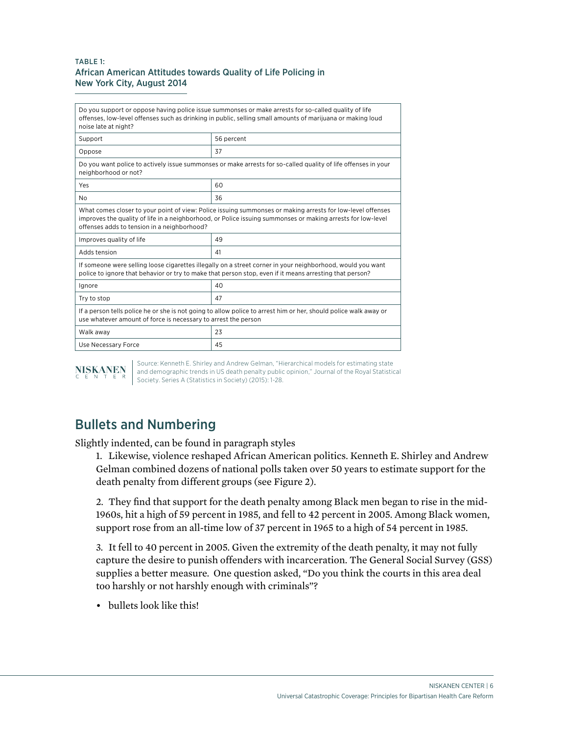TABLE 1:
African American Attitudes towards Quality of Life Policing in New York City, August 2014

| | |
|---|---|
| Do you support or oppose having police issue summonses or make arrests for so-called quality of life offenses, low-level offenses such as drinking in public, selling small amounts of marijuana or making loud noise late at night? | |
| Support | 56 percent |
| Oppose | 37 |
| Do you want police to actively issue summonses or make arrests for so-called quality of life offenses in your neighborhood or not? | |
| Yes | 60 |
| No | 36 |
| What comes closer to your point of view: Police issuing summonses or making arrests for low-level offenses improves the quality of life in a neighborhood, or Police issuing summonses or making arrests for low-level offenses adds to tension in a neighborhood? | |
| Improves quality of life | 49 |
| Adds tension | 41 |
| If someone were selling loose cigarettes illegally on a street corner in your neighborhood, would you want police to ignore that behavior or try to make that person stop, even if it means arresting that person? | |
| Ignore | 40 |
| Try to stop | 47 |
| If a person tells police he or she is not going to allow police to arrest him or her, should police walk away or use whatever amount of force is necessary to arrest the person | |
| Walk away | 23 |
| Use Necessary Force | 45 |

Source: Kenneth E. Shirley and Andrew Gelman, "Hierarchical models for estimating state and demographic trends in US death penalty public opinion," Journal of the Royal Statistical Society. Series A (Statistics in Society) (2015): 1-28.

## Bullets and Numbering

Slightly indented, can be found in paragraph styles

1. Likewise, violence reshaped African American politics. Kenneth E. Shirley and Andrew Gelman combined dozens of national polls taken over 50 years to estimate support for the death penalty from different groups (see Figure 2).

2. They find that support for the death penalty among Black men began to rise in the mid-1960s, hit a high of 59 percent in 1985, and fell to 42 percent in 2005. Among Black women, support rose from an all-time low of 37 percent in 1965 to a high of 54 percent in 1985.

3. It fell to 40 percent in 2005. Given the extremity of the death penalty, it may not fully capture the desire to punish offenders with incarceration. The General Social Survey (GSS) supplies a better measure. One question asked, "Do you think the courts in this area deal too harshly or not harshly enough with criminals"?

- bullets look like this!